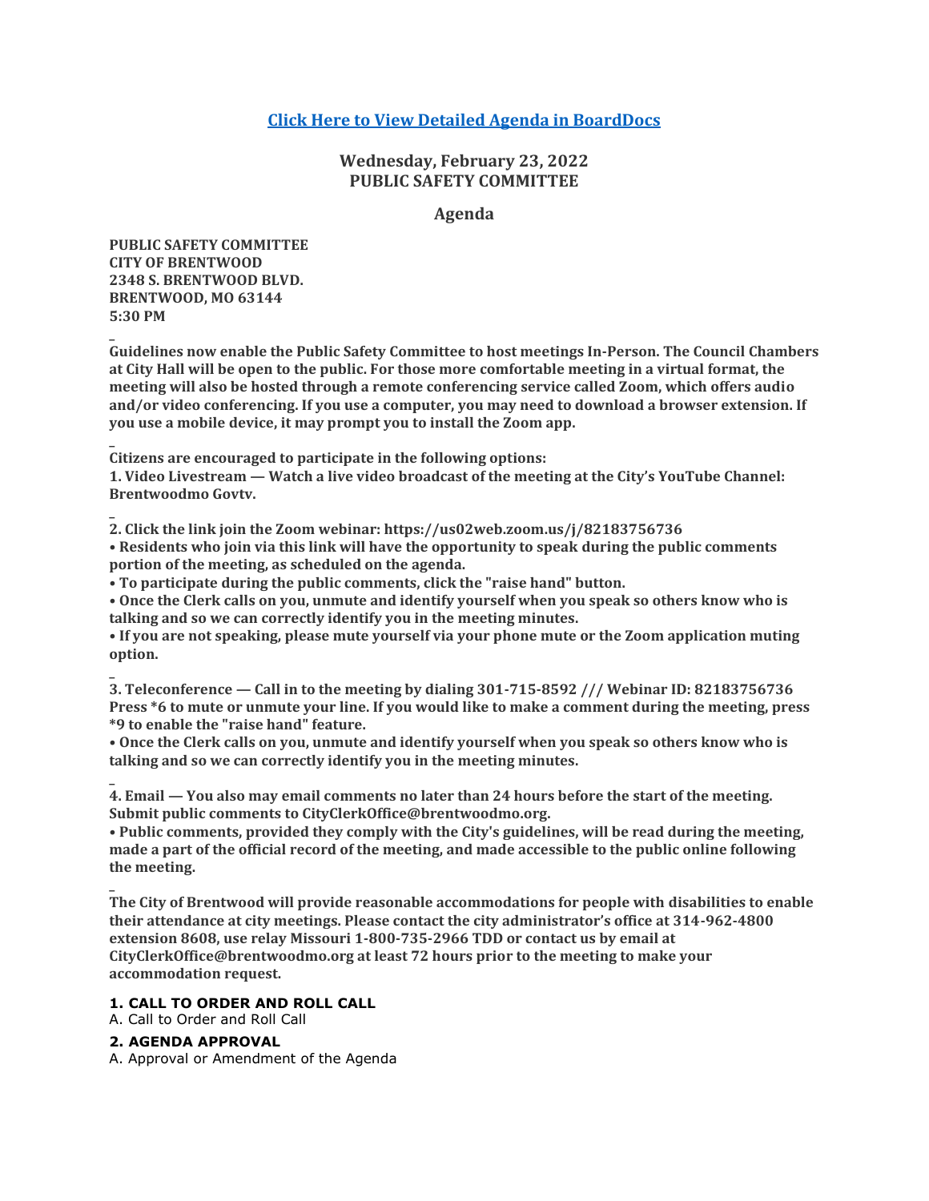[Click Here to View Detailed Agenda in BoardDocs]

## Wednesday, February 23, 2022
## PUBLIC SAFETY COMMITTEE

### Agenda

**PUBLIC SAFETY COMMITTEE**
**CITY OF BRENTWOOD**
**2348 S. BRENTWOOD BLVD.**
**BRENTWOOD, MO 63144**
**5:30 PM**

**Guidelines now enable the Public Safety Committee to host meetings In-Person. The Council Chambers at City Hall will be open to the public. For those more comfortable meeting in a virtual format, the meeting will also be hosted through a remote conferencing service called Zoom, which offers audio and/or video conferencing. If you use a computer, you may need to download a browser extension. If you use a mobile device, it may prompt you to install the Zoom app.**

**Citizens are encouraged to participate in the following options:**

**1. Video Livestream — Watch a live video broadcast of the meeting at the City's YouTube Channel: Brentwoodmo Govtv.**

**2. Click the link join the Zoom webinar: https://us02web.zoom.us/j/82183756736**

- **Residents who join via this link will have the opportunity to speak during the public comments portion of the meeting, as scheduled on the agenda.**
- **To participate during the public comments, click the "raise hand" button.**
- **Once the Clerk calls on you, unmute and identify yourself when you speak so others know who is talking and so we can correctly identify you in the meeting minutes.**
- **If you are not speaking, please mute yourself via your phone mute or the Zoom application muting option.**

**3. Teleconference — Call in to the meeting by dialing 301-715-8592 /// Webinar ID: 82183756736 Press *6 to mute or unmute your line. If you would like to make a comment during the meeting, press *9 to enable the "raise hand" feature.**

- **Once the Clerk calls on you, unmute and identify yourself when you speak so others know who is talking and so we can correctly identify you in the meeting minutes.**

**4. Email — You also may email comments no later than 24 hours before the start of the meeting. Submit public comments to CityClerkOffice@brentwoodmo.org.**

- **Public comments, provided they comply with the City's guidelines, will be read during the meeting, made a part of the official record of the meeting, and made accessible to the public online following the meeting.**

**The City of Brentwood will provide reasonable accommodations for people with disabilities to enable their attendance at city meetings. Please contact the city administrator's office at 314-962-4800 extension 8608, use relay Missouri 1-800-735-2966 TDD or contact us by email at CityClerkOffice@brentwoodmo.org at least 72 hours prior to the meeting to make your accommodation request.**

### 1. CALL TO ORDER AND ROLL CALL

A. Call to Order and Roll Call

### 2. AGENDA APPROVAL

A. Approval or Amendment of the Agenda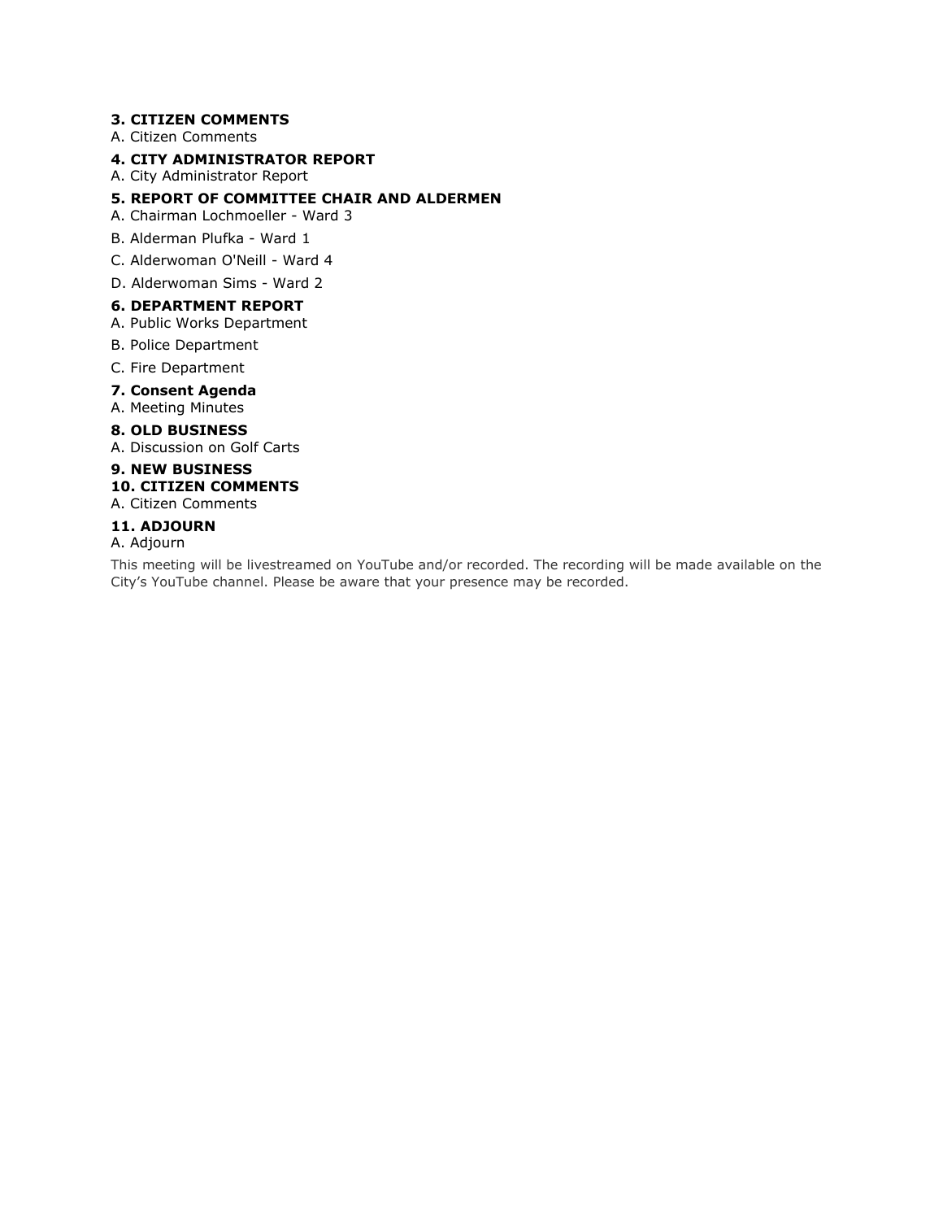**3. CITIZEN COMMENTS**

A. Citizen Comments

**4. CITY ADMINISTRATOR REPORT**

A. City Administrator Report

**5. REPORT OF COMMITTEE CHAIR AND ALDERMEN**

A. Chairman Lochmoeller - Ward 3

B. Alderman Plufka - Ward 1

C. Alderwoman O'Neill - Ward 4

D. Alderwoman Sims - Ward 2

**6. DEPARTMENT REPORT**

A. Public Works Department

B. Police Department

C. Fire Department

**7. Consent Agenda**

A. Meeting Minutes

**8. OLD BUSINESS**

A. Discussion on Golf Carts

**9. NEW BUSINESS**

**10. CITIZEN COMMENTS**

A. Citizen Comments

**11. ADJOURN**

A. Adjourn

This meeting will be livestreamed on YouTube and/or recorded. The recording will be made available on the City's YouTube channel. Please be aware that your presence may be recorded.